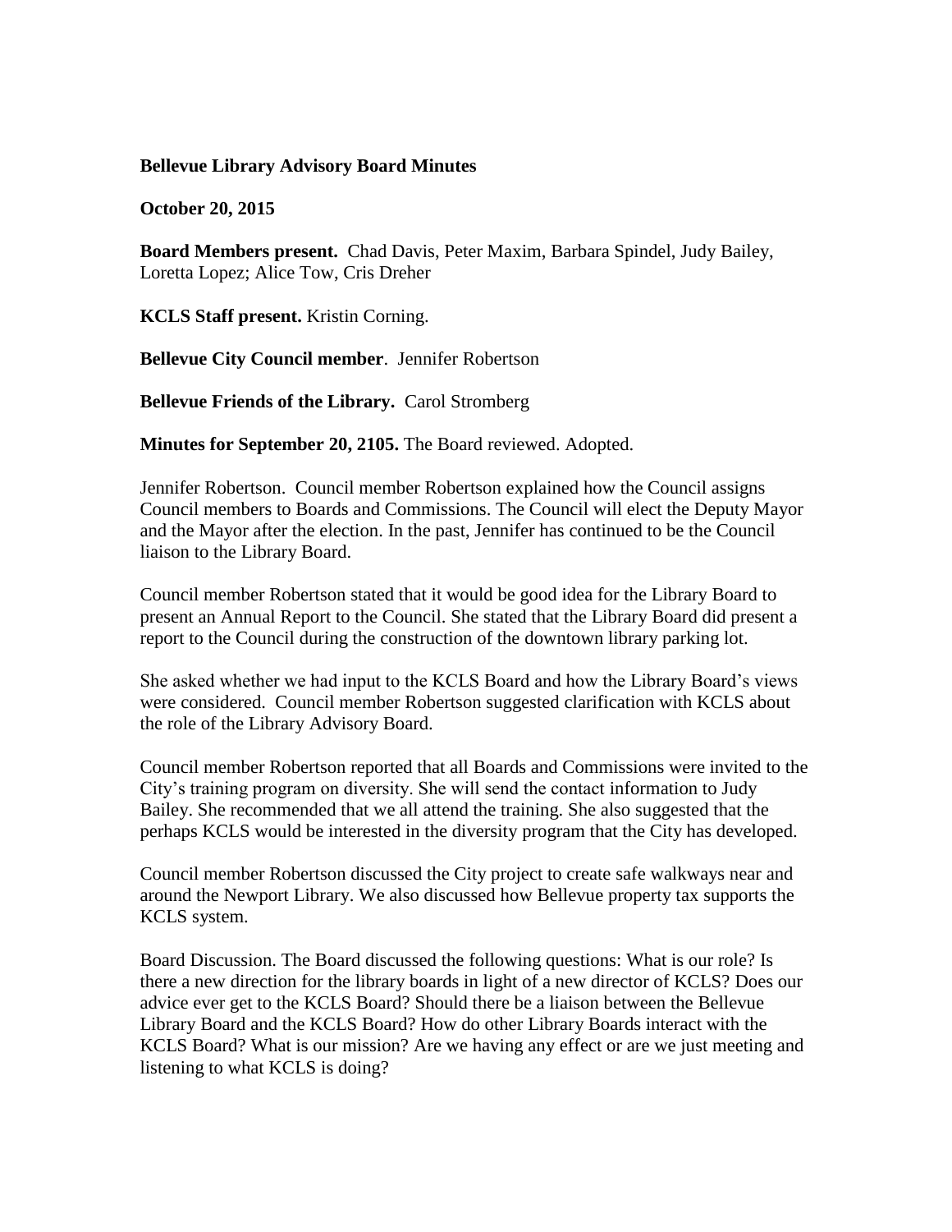**Bellevue Library Advisory Board Minutes**

**October 20, 2015**

**Board Members present.** Chad Davis, Peter Maxim, Barbara Spindel, Judy Bailey, Loretta Lopez; Alice Tow, Cris Dreher

**KCLS Staff present.** Kristin Corning.

**Bellevue City Council member**. Jennifer Robertson

**Bellevue Friends of the Library.** Carol Stromberg

**Minutes for September 20, 2105.** The Board reviewed. Adopted.

Jennifer Robertson. Council member Robertson explained how the Council assigns Council members to Boards and Commissions. The Council will elect the Deputy Mayor and the Mayor after the election. In the past, Jennifer has continued to be the Council liaison to the Library Board.

Council member Robertson stated that it would be good idea for the Library Board to present an Annual Report to the Council. She stated that the Library Board did present a report to the Council during the construction of the downtown library parking lot.

She asked whether we had input to the KCLS Board and how the Library Board's views were considered. Council member Robertson suggested clarification with KCLS about the role of the Library Advisory Board.

Council member Robertson reported that all Boards and Commissions were invited to the City's training program on diversity. She will send the contact information to Judy Bailey. She recommended that we all attend the training. She also suggested that the perhaps KCLS would be interested in the diversity program that the City has developed.

Council member Robertson discussed the City project to create safe walkways near and around the Newport Library. We also discussed how Bellevue property tax supports the KCLS system.

Board Discussion. The Board discussed the following questions: What is our role? Is there a new direction for the library boards in light of a new director of KCLS? Does our advice ever get to the KCLS Board? Should there be a liaison between the Bellevue Library Board and the KCLS Board? How do other Library Boards interact with the KCLS Board? What is our mission? Are we having any effect or are we just meeting and listening to what KCLS is doing?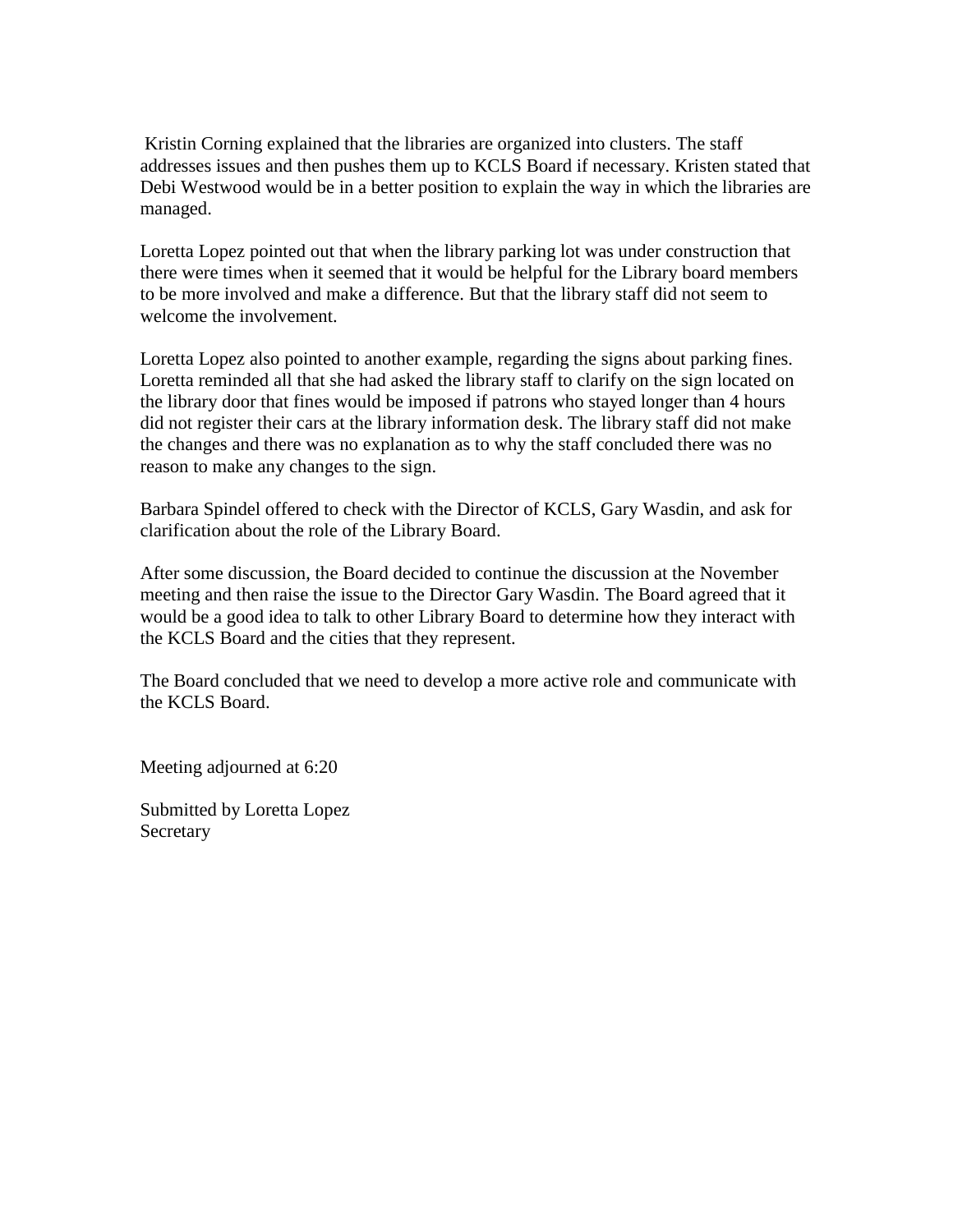Kristin Corning explained that the libraries are organized into clusters. The staff addresses issues and then pushes them up to KCLS Board if necessary. Kristen stated that Debi Westwood would be in a better position to explain the way in which the libraries are managed.

Loretta Lopez pointed out that when the library parking lot was under construction that there were times when it seemed that it would be helpful for the Library board members to be more involved and make a difference. But that the library staff did not seem to welcome the involvement.

Loretta Lopez also pointed to another example, regarding the signs about parking fines. Loretta reminded all that she had asked the library staff to clarify on the sign located on the library door that fines would be imposed if patrons who stayed longer than 4 hours did not register their cars at the library information desk. The library staff did not make the changes and there was no explanation as to why the staff concluded there was no reason to make any changes to the sign.

Barbara Spindel offered to check with the Director of KCLS, Gary Wasdin, and ask for clarification about the role of the Library Board.

After some discussion, the Board decided to continue the discussion at the November meeting and then raise the issue to the Director Gary Wasdin. The Board agreed that it would be a good idea to talk to other Library Board to determine how they interact with the KCLS Board and the cities that they represent.

The Board concluded that we need to develop a more active role and communicate with the KCLS Board.

Meeting adjourned at 6:20

Submitted by Loretta Lopez
Secretary